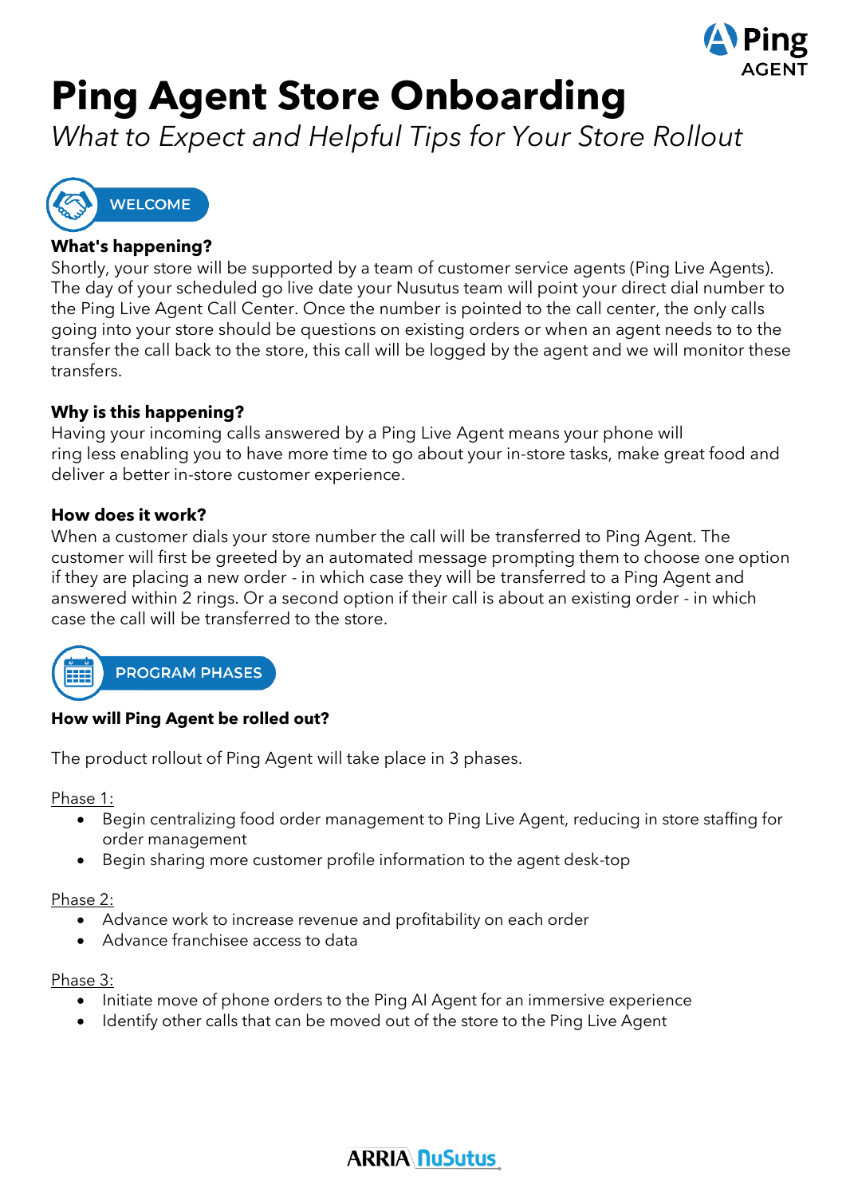# Ping Agent Store Onboarding

*What to Expect and Helpful Tips for Your Store Rollout*

## WELCOME

**What's happening?**

Shortly, your store will be supported by a team of customer service agents (Ping Live Agents). The day of your scheduled go live date your Nusutus team will point your direct dial number to the Ping Live Agent Call Center. Once the number is pointed to the call center, the only calls going into your store should be questions on existing orders or when an agent needs to to the transfer the call back to the store, this call will be logged by the agent and we will monitor these transfers.

**Why is this happening?**

Having your incoming calls answered by a Ping Live Agent means your phone will ring less enabling you to have more time to go about your in-store tasks, make great food and deliver a better in-store customer experience.

**How does it work?**

When a customer dials your store number the call will be transferred to Ping Agent. The customer will first be greeted by an automated message prompting them to choose one option if they are placing a new order - in which case they will be transferred to a Ping Agent and answered within 2 rings. Or a second option if their call is about an existing order - in which case the call will be transferred to the store.

## PROGRAM PHASES

**How will Ping Agent be rolled out?**

The product rollout of Ping Agent will take place in 3 phases.

<u>Phase 1:</u>

- Begin centralizing food order management to Ping Live Agent, reducing in store staffing for order management
- Begin sharing more customer profile information to the agent desk-top

<u>Phase 2:</u>

- Advance work to increase revenue and profitability on each order
- Advance franchisee access to data

<u>Phase 3:</u>

- Initiate move of phone orders to the Ping AI Agent for an immersive experience
- Identify other calls that can be moved out of the store to the Ping Live Agent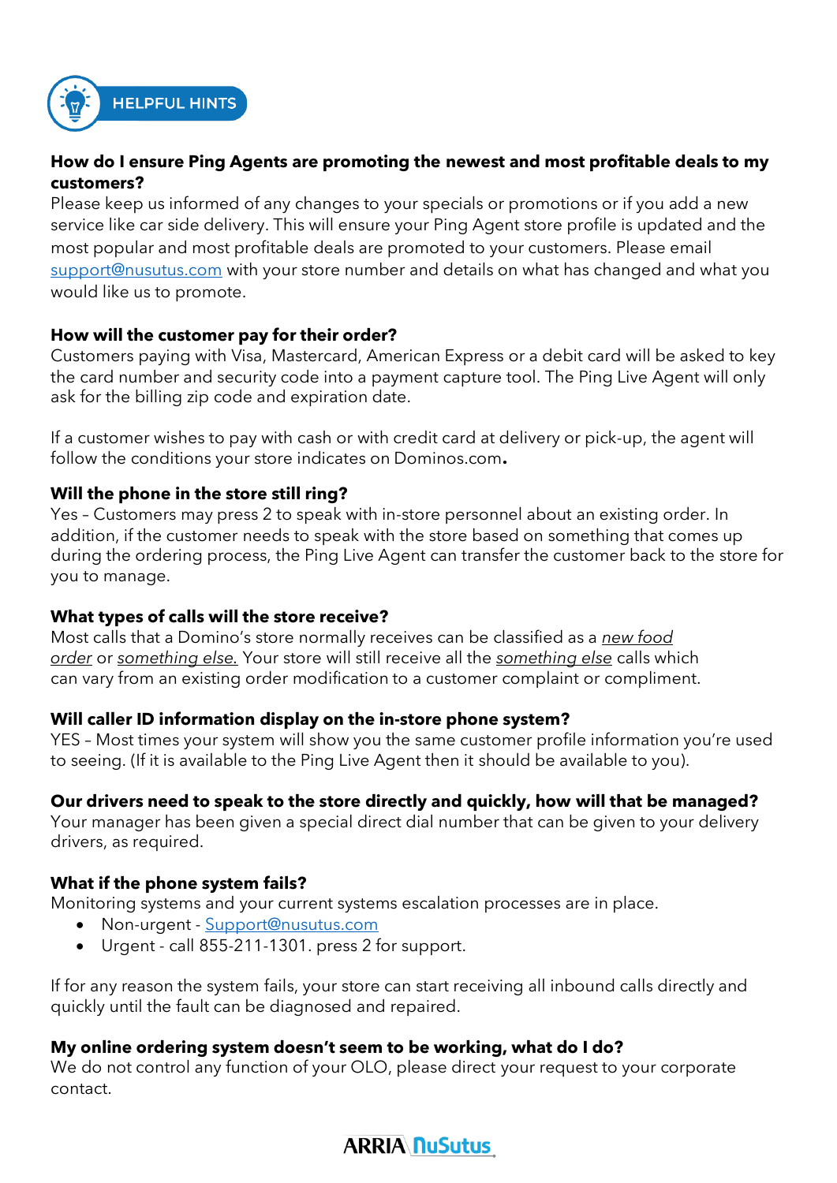## HELPFUL HINTS

**How do I ensure Ping Agents are promoting the newest and most profitable deals to my customers?**
Please keep us informed of any changes to your specials or promotions or if you add a new service like car side delivery. This will ensure your Ping Agent store profile is updated and the most popular and most profitable deals are promoted to your customers. Please email support@nusutus.com with your store number and details on what has changed and what you would like us to promote.

**How will the customer pay for their order?**
Customers paying with Visa, Mastercard, American Express or a debit card will be asked to key the card number and security code into a payment capture tool. The Ping Live Agent will only ask for the billing zip code and expiration date.

If a customer wishes to pay with cash or with credit card at delivery or pick-up, the agent will follow the conditions your store indicates on Dominos.com**.**

**Will the phone in the store still ring?**
Yes – Customers may press 2 to speak with in-store personnel about an existing order. In addition, if the customer needs to speak with the store based on something that comes up during the ordering process, the Ping Live Agent can transfer the customer back to the store for you to manage.

**What types of calls will the store receive?**
Most calls that a Domino's store normally receives can be classified as a *new food order* or *something else.* Your store will still receive all the *something else* calls which can vary from an existing order modification to a customer complaint or compliment.

**Will caller ID information display on the in-store phone system?**
YES – Most times your system will show you the same customer profile information you're used to seeing. (If it is available to the Ping Live Agent then it should be available to you).

**Our drivers need to speak to the store directly and quickly, how will that be managed?**
Your manager has been given a special direct dial number that can be given to your delivery drivers, as required.

**What if the phone system fails?**
Monitoring systems and your current systems escalation processes are in place.

- Non-urgent - Support@nusutus.com
- Urgent - call 855-211-1301. press 2 for support.

If for any reason the system fails, your store can start receiving all inbound calls directly and quickly until the fault can be diagnosed and repaired.

**My online ordering system doesn't seem to be working, what do I do?**
We do not control any function of your OLO, please direct your request to your corporate contact.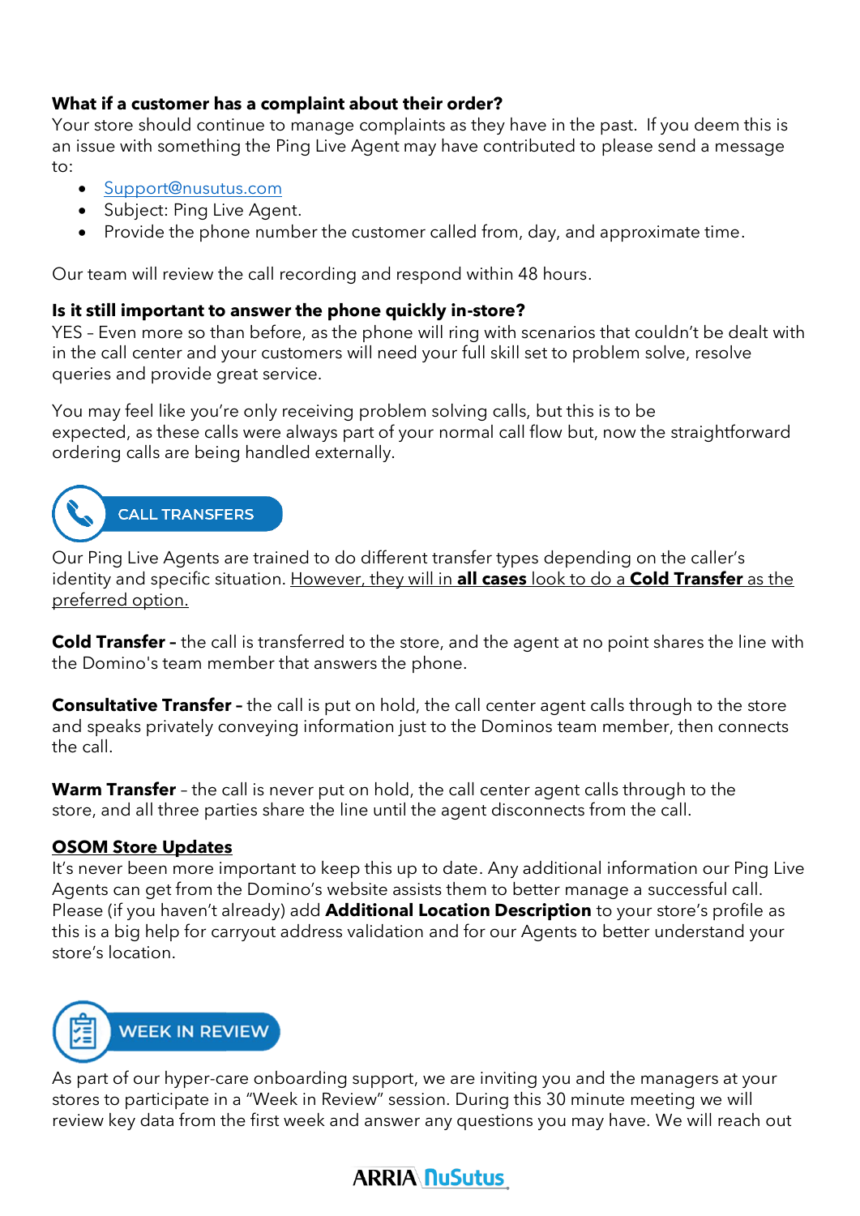**What if a customer has a complaint about their order?**
Your store should continue to manage complaints as they have in the past. If you deem this is an issue with something the Ping Live Agent may have contributed to please send a message to:

- Support@nusutus.com
- Subject: Ping Live Agent.
- Provide the phone number the customer called from, day, and approximate time.

Our team will review the call recording and respond within 48 hours.

**Is it still important to answer the phone quickly in-store?**
YES – Even more so than before, as the phone will ring with scenarios that couldn't be dealt with in the call center and your customers will need your full skill set to problem solve, resolve queries and provide great service.

You may feel like you're only receiving problem solving calls, but this is to be expected, as these calls were always part of your normal call flow but, now the straightforward ordering calls are being handled externally.

## CALL TRANSFERS

Our Ping Live Agents are trained to do different transfer types depending on the caller's identity and specific situation. <u>However, they will in **all cases** look to do a **Cold Transfer** as the preferred option.</u>

**Cold Transfer –** the call is transferred to the store, and the agent at no point shares the line with the Domino's team member that answers the phone.

**Consultative Transfer –** the call is put on hold, the call center agent calls through to the store and speaks privately conveying information just to the Dominos team member, then connects the call.

**Warm Transfer** – the call is never put on hold, the call center agent calls through to the store, and all three parties share the line until the agent disconnects from the call.

**<u>OSOM Store Updates</u>**
It's never been more important to keep this up to date. Any additional information our Ping Live Agents can get from the Domino's website assists them to better manage a successful call. Please (if you haven't already) add **Additional Location Description** to your store's profile as this is a big help for carryout address validation and for our Agents to better understand your store's location.

## WEEK IN REVIEW

As part of our hyper-care onboarding support, we are inviting you and the managers at your stores to participate in a "Week in Review" session. During this 30 minute meeting we will review key data from the first week and answer any questions you may have. We will reach out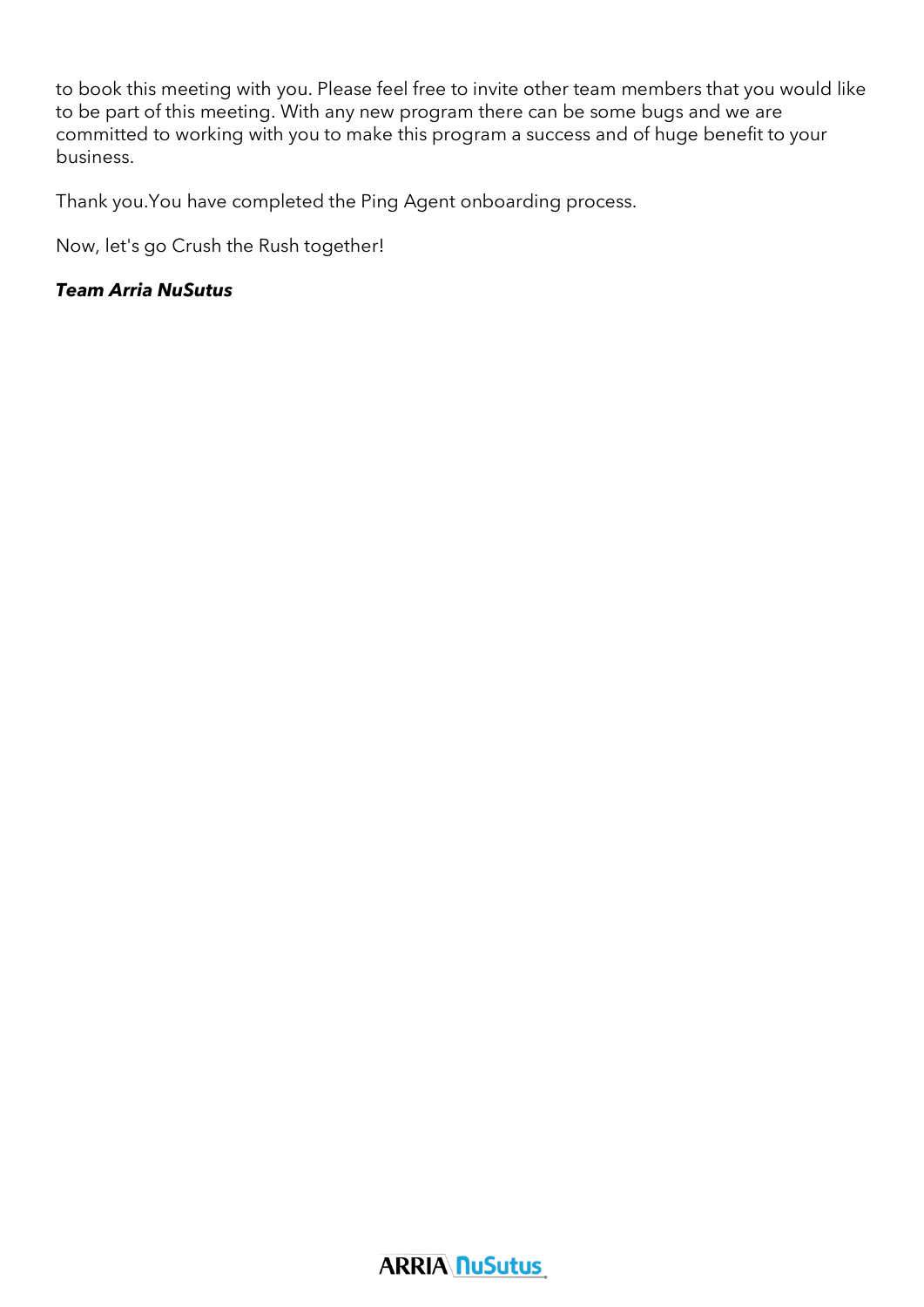to book this meeting with you. Please feel free to invite other team members that you would like to be part of this meeting. With any new program there can be some bugs and we are committed to working with you to make this program a success and of huge benefit to your business.

Thank you.You have completed the Ping Agent onboarding process.

Now, let's go Crush the Rush together!

***Team Arria NuSutus***